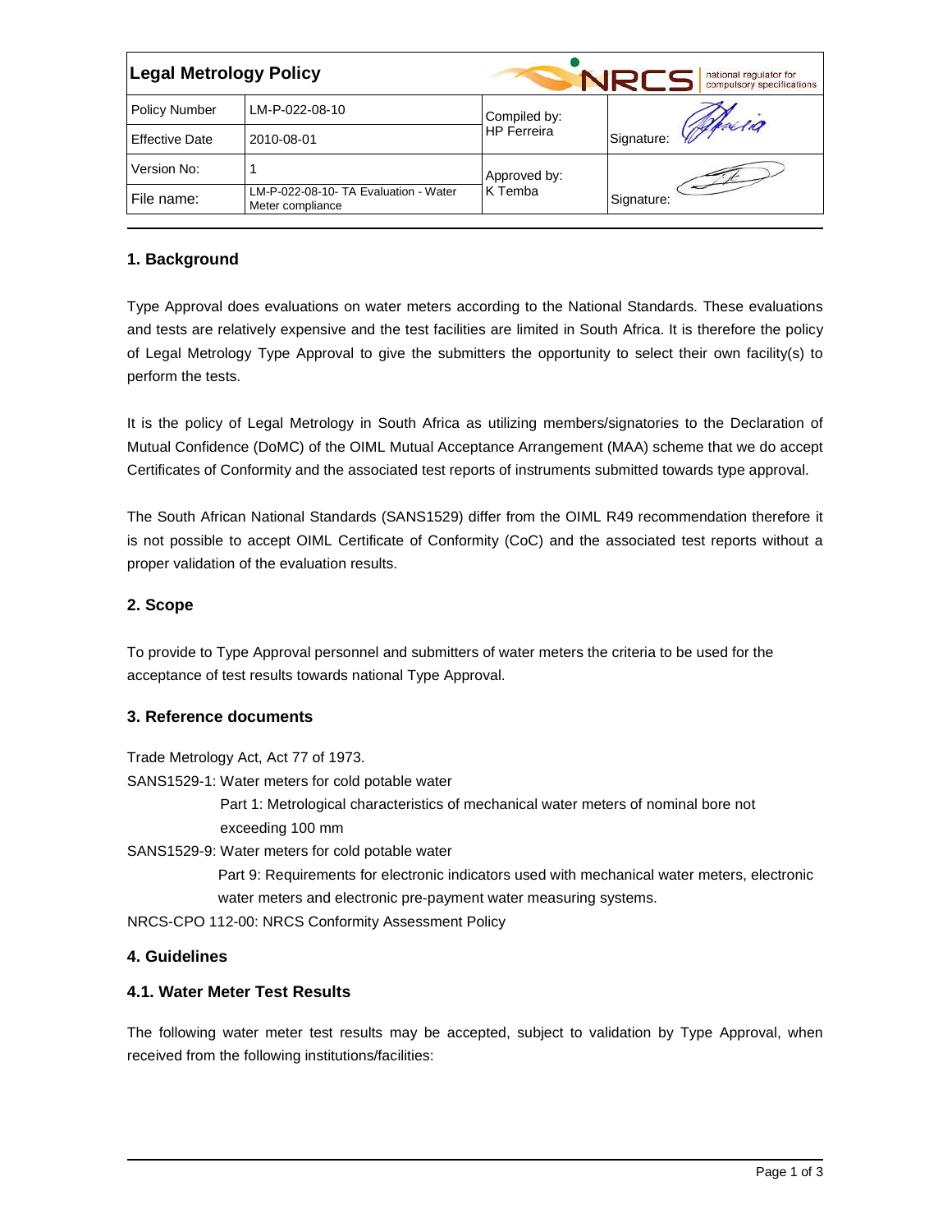| Legal Metrology Policy | | NRCS national regulator for compulsory specifications | |
|---|---|---|---|
| Policy Number | LM-P-022-08-10 | Compiled by: HP Ferreira | Signature: |
| Effective Date | 2010-08-01 | | |
| Version No: | 1 | Approved by: K Temba | Signature: |
| File name: | LM-P-022-08-10- TA Evaluation - Water Meter compliance | | |

## 1. Background

Type Approval does evaluations on water meters according to the National Standards. These evaluations and tests are relatively expensive and the test facilities are limited in South Africa. It is therefore the policy of Legal Metrology Type Approval to give the submitters the opportunity to select their own facility(s) to perform the tests.

It is the policy of Legal Metrology in South Africa as utilizing members/signatories to the Declaration of Mutual Confidence (DoMC) of the OIML Mutual Acceptance Arrangement (MAA) scheme that we do accept Certificates of Conformity and the associated test reports of instruments submitted towards type approval.

The South African National Standards (SANS1529) differ from the OIML R49 recommendation therefore it is not possible to accept OIML Certificate of Conformity (CoC) and the associated test reports without a proper validation of the evaluation results.

## 2. Scope

To provide to Type Approval personnel and submitters of water meters the criteria to be used for the acceptance of test results towards national Type Approval.

## 3. Reference documents

Trade Metrology Act, Act 77 of 1973.

SANS1529-1: Water meters for cold potable water
Part 1: Metrological characteristics of mechanical water meters of nominal bore not exceeding 100 mm

SANS1529-9: Water meters for cold potable water
Part 9: Requirements for electronic indicators used with mechanical water meters, electronic water meters and electronic pre-payment water measuring systems.

NRCS-CPO 112-00: NRCS Conformity Assessment Policy

## 4. Guidelines

### 4.1. Water Meter Test Results

The following water meter test results may be accepted, subject to validation by Type Approval, when received from the following institutions/facilities: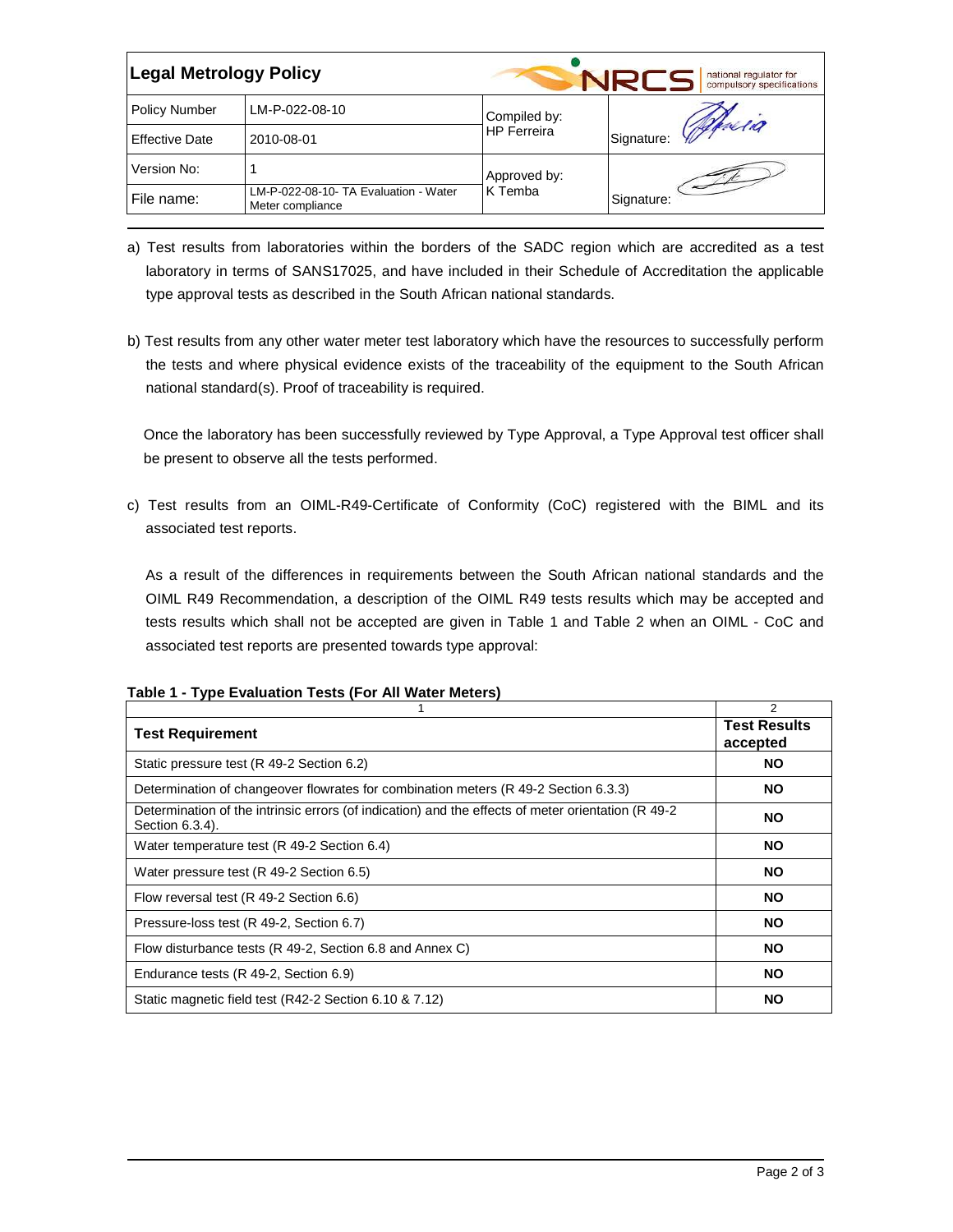| Legal Metrology Policy | | NRCS national regulator for compulsory specifications | |
|---|---|---|---|
| Policy Number | LM-P-022-08-10 | Compiled by: HP Ferreira | Signature: |
| Effective Date | 2010-08-01 | | |
| Version No: | 1 | Approved by: K Temba | Signature: |
| File name: | LM-P-022-08-10- TA Evaluation - Water Meter compliance | | |

a) Test results from laboratories within the borders of the SADC region which are accredited as a test laboratory in terms of SANS17025, and have included in their Schedule of Accreditation the applicable type approval tests as described in the South African national standards.

b) Test results from any other water meter test laboratory which have the resources to successfully perform the tests and where physical evidence exists of the traceability of the equipment to the South African national standard(s). Proof of traceability is required.

Once the laboratory has been successfully reviewed by Type Approval, a Type Approval test officer shall be present to observe all the tests performed.

c) Test results from an OIML-R49-Certificate of Conformity (CoC) registered with the BIML and its associated test reports.

As a result of the differences in requirements between the South African national standards and the OIML R49 Recommendation, a description of the OIML R49 tests results which may be accepted and tests results which shall not be accepted are given in Table 1 and Table 2 when an OIML - CoC and associated test reports are presented towards type approval:

**Table 1 - Type Evaluation Tests (For All Water Meters)**

| 1 | 2 |
|---|---|
| **Test Requirement** | **Test Results accepted** |
| Static pressure test (R 49-2 Section 6.2) | **NO** |
| Determination of changeover flowrates for combination meters (R 49-2 Section 6.3.3) | **NO** |
| Determination of the intrinsic errors (of indication) and the effects of meter orientation (R 49-2 Section 6.3.4). | **NO** |
| Water temperature test (R 49-2 Section 6.4) | **NO** |
| Water pressure test (R 49-2 Section 6.5) | **NO** |
| Flow reversal test (R 49-2 Section 6.6) | **NO** |
| Pressure-loss test (R 49-2, Section 6.7) | **NO** |
| Flow disturbance tests (R 49-2, Section 6.8 and Annex C) | **NO** |
| Endurance tests (R 49-2, Section 6.9) | **NO** |
| Static magnetic field test (R42-2 Section 6.10 & 7.12) | **NO** |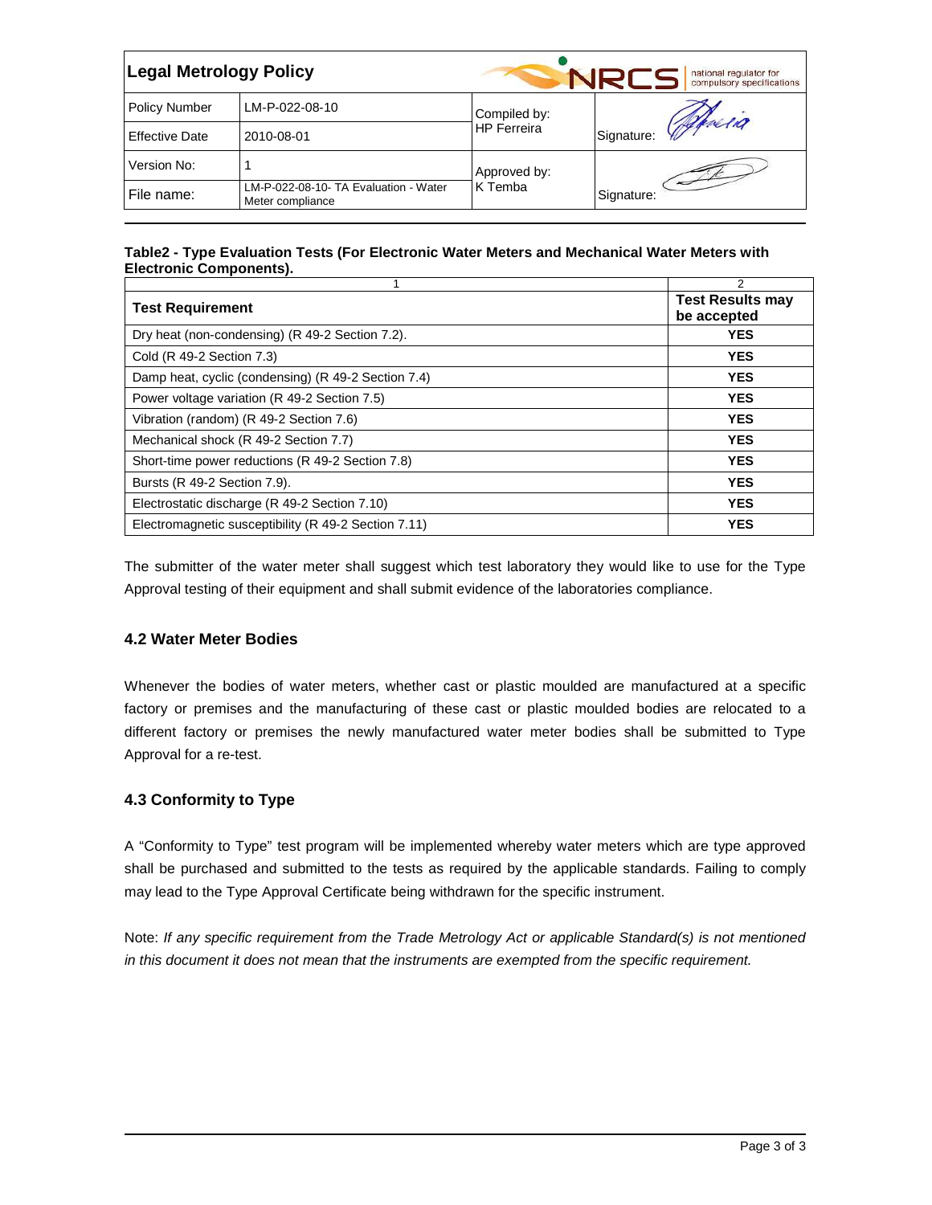**Table2 - Type Evaluation Tests (For Electronic Water Meters and Mechanical Water Meters with Electronic Components).**

| 1 | 2 |
|---|---|
| **Test Requirement** | **Test Results may be accepted** |
| Dry heat (non-condensing) (R 49-2 Section 7.2). | **YES** |
| Cold (R 49-2 Section 7.3) | **YES** |
| Damp heat, cyclic (condensing) (R 49-2 Section 7.4) | **YES** |
| Power voltage variation (R 49-2 Section 7.5) | **YES** |
| Vibration (random) (R 49-2 Section 7.6) | **YES** |
| Mechanical shock (R 49-2 Section 7.7) | **YES** |
| Short-time power reductions (R 49-2 Section 7.8) | **YES** |
| Bursts (R 49-2 Section 7.9). | **YES** |
| Electrostatic discharge (R 49-2 Section 7.10) | **YES** |
| Electromagnetic susceptibility (R 49-2 Section 7.11) | **YES** |

The submitter of the water meter shall suggest which test laboratory they would like to use for the Type Approval testing of their equipment and shall submit evidence of the laboratories compliance.

### 4.2 Water Meter Bodies

Whenever the bodies of water meters, whether cast or plastic moulded are manufactured at a specific factory or premises and the manufacturing of these cast or plastic moulded bodies are relocated to a different factory or premises the newly manufactured water meter bodies shall be submitted to Type Approval for a re-test.

### 4.3 Conformity to Type

A "Conformity to Type" test program will be implemented whereby water meters which are type approved shall be purchased and submitted to the tests as required by the applicable standards. Failing to comply may lead to the Type Approval Certificate being withdrawn for the specific instrument.

Note: *If any specific requirement from the Trade Metrology Act or applicable Standard(s) is not mentioned in this document it does not mean that the instruments are exempted from the specific requirement.*